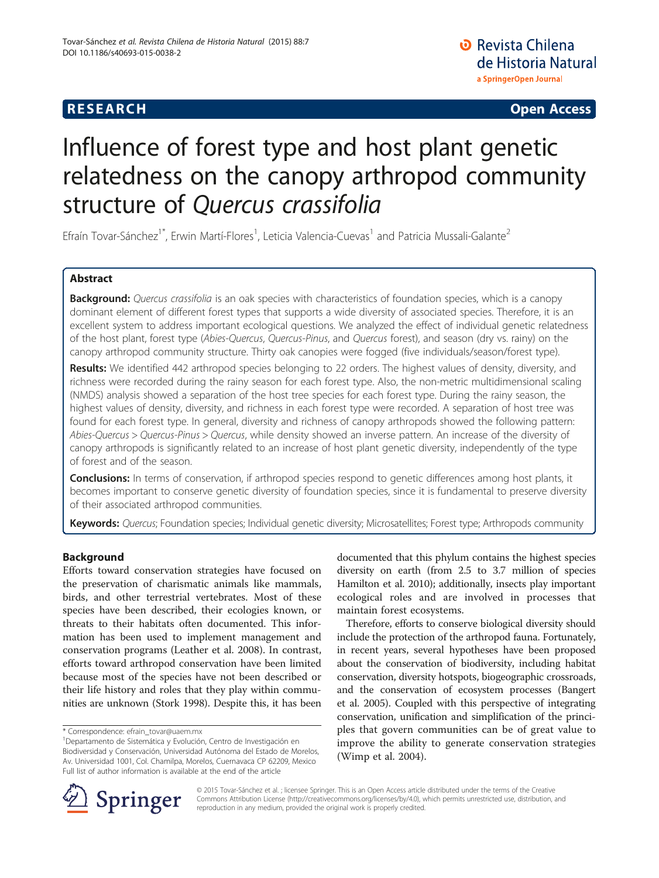RESEARCH Open Access

# Influence of forest type and host plant genetic relatedness on the canopy arthropod community structure of *Quercus crassifolia*

Efraín Tovar-Sánchez[1*], Erwin Martí-Flores[1], Leticia Valencia-Cuevas[1] and Patricia Mussali-Galante[2]

## Abstract

**Background:** *Quercus crassifolia* is an oak species with characteristics of foundation species, which is a canopy dominant element of different forest types that supports a wide diversity of associated species. Therefore, it is an excellent system to address important ecological questions. We analyzed the effect of individual genetic relatedness of the host plant, forest type (*Abies-Quercus*, *Quercus-Pinus*, and *Quercus* forest), and season (dry vs. rainy) on the canopy arthropod community structure. Thirty oak canopies were fogged (five individuals/season/forest type).

**Results:** We identified 442 arthropod species belonging to 22 orders. The highest values of density, diversity, and richness were recorded during the rainy season for each forest type. Also, the non-metric multidimensional scaling (NMDS) analysis showed a separation of the host tree species for each forest type. During the rainy season, the highest values of density, diversity, and richness in each forest type were recorded. A separation of host tree was found for each forest type. In general, diversity and richness of canopy arthropods showed the following pattern: *Abies-Quercus* > *Quercus-Pinus* > *Quercus*, while density showed an inverse pattern. An increase of the diversity of canopy arthropods is significantly related to an increase of host plant genetic diversity, independently of the type of forest and of the season.

**Conclusions:** In terms of conservation, if arthropod species respond to genetic differences among host plants, it becomes important to conserve genetic diversity of foundation species, since it is fundamental to preserve diversity of their associated arthropod communities.

**Keywords:** *Quercus*; Foundation species; Individual genetic diversity; Microsatellites; Forest type; Arthropods community

## Background

Efforts toward conservation strategies have focused on the preservation of charismatic animals like mammals, birds, and other terrestrial vertebrates. Most of these species have been described, their ecologies known, or threats to their habitats often documented. This information has been used to implement management and conservation programs (Leather et al. 2008). In contrast, efforts toward arthropod conservation have been limited because most of the species have not been described or their life history and roles that they play within communities are unknown (Stork 1998). Despite this, it has been documented that this phylum contains the highest species diversity on earth (from 2.5 to 3.7 million of species Hamilton et al. 2010); additionally, insects play important ecological roles and are involved in processes that maintain forest ecosystems.

Therefore, efforts to conserve biological diversity should include the protection of the arthropod fauna. Fortunately, in recent years, several hypotheses have been proposed about the conservation of biodiversity, including habitat conservation, diversity hotspots, biogeographic crossroads, and the conservation of ecosystem processes (Bangert et al. 2005). Coupled with this perspective of integrating conservation, unification and simplification of the principles that govern communities can be of great value to improve the ability to generate conservation strategies (Wimp et al. 2004).

* Correspondence: efrain_tovar@uaem.mx
[1]Departamento de Sistemática y Evolución, Centro de Investigación en Biodiversidad y Conservación, Universidad Autónoma del Estado de Morelos, Av. Universidad 1001, Col. Chamilpa, Morelos, Cuernavaca CP 62209, Mexico
Full list of author information is available at the end of the article

© 2015 Tovar-Sánchez et al. ; licensee Springer. This is an Open Access article distributed under the terms of the Creative Commons Attribution License (http://creativecommons.org/licenses/by/4.0), which permits unrestricted use, distribution, and reproduction in any medium, provided the original work is properly credited.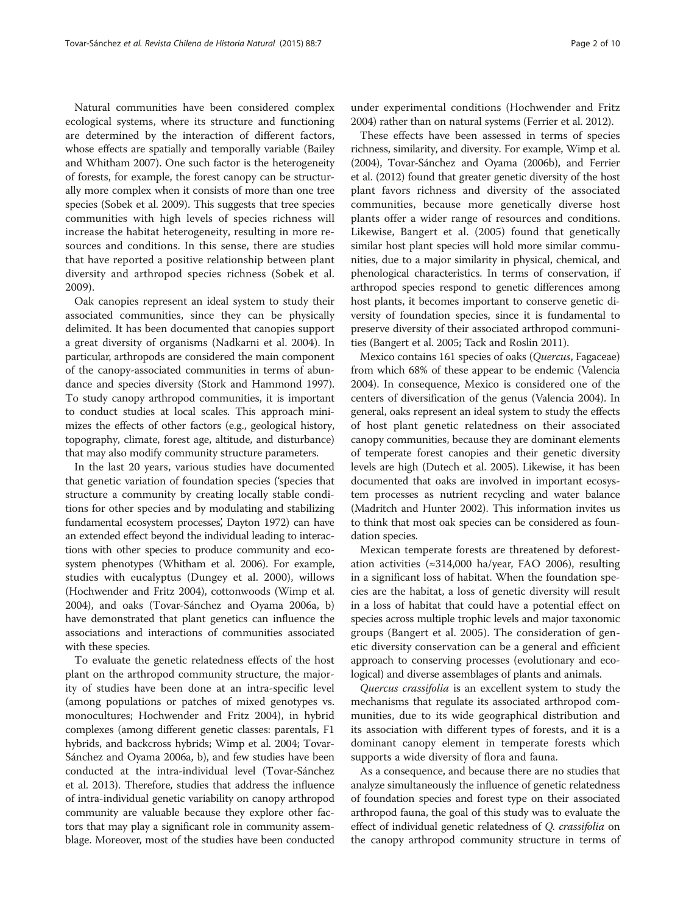Natural communities have been considered complex ecological systems, where its structure and functioning are determined by the interaction of different factors, whose effects are spatially and temporally variable (Bailey and Whitham 2007). One such factor is the heterogeneity of forests, for example, the forest canopy can be structurally more complex when it consists of more than one tree species (Sobek et al. 2009). This suggests that tree species communities with high levels of species richness will increase the habitat heterogeneity, resulting in more resources and conditions. In this sense, there are studies that have reported a positive relationship between plant diversity and arthropod species richness (Sobek et al. 2009).

Oak canopies represent an ideal system to study their associated communities, since they can be physically delimited. It has been documented that canopies support a great diversity of organisms (Nadkarni et al. 2004). In particular, arthropods are considered the main component of the canopy-associated communities in terms of abundance and species diversity (Stork and Hammond 1997). To study canopy arthropod communities, it is important to conduct studies at local scales. This approach minimizes the effects of other factors (e.g., geological history, topography, climate, forest age, altitude, and disturbance) that may also modify community structure parameters.

In the last 20 years, various studies have documented that genetic variation of foundation species ('species that structure a community by creating locally stable conditions for other species and by modulating and stabilizing fundamental ecosystem processes', Dayton 1972) can have an extended effect beyond the individual leading to interactions with other species to produce community and ecosystem phenotypes (Whitham et al. 2006). For example, studies with eucalyptus (Dungey et al. 2000), willows (Hochwender and Fritz 2004), cottonwoods (Wimp et al. 2004), and oaks (Tovar-Sánchez and Oyama 2006a, b) have demonstrated that plant genetics can influence the associations and interactions of communities associated with these species.

To evaluate the genetic relatedness effects of the host plant on the arthropod community structure, the majority of studies have been done at an intra-specific level (among populations or patches of mixed genotypes vs. monocultures; Hochwender and Fritz 2004), in hybrid complexes (among different genetic classes: parentals, F1 hybrids, and backcross hybrids; Wimp et al. 2004; Tovar-Sánchez and Oyama 2006a, b), and few studies have been conducted at the intra-individual level (Tovar-Sánchez et al. 2013). Therefore, studies that address the influence of intra-individual genetic variability on canopy arthropod community are valuable because they explore other factors that may play a significant role in community assemblage. Moreover, most of the studies have been conducted under experimental conditions (Hochwender and Fritz 2004) rather than on natural systems (Ferrier et al. 2012).

These effects have been assessed in terms of species richness, similarity, and diversity. For example, Wimp et al. (2004), Tovar-Sánchez and Oyama (2006b), and Ferrier et al. (2012) found that greater genetic diversity of the host plant favors richness and diversity of the associated communities, because more genetically diverse host plants offer a wider range of resources and conditions. Likewise, Bangert et al. (2005) found that genetically similar host plant species will hold more similar communities, due to a major similarity in physical, chemical, and phenological characteristics. In terms of conservation, if arthropod species respond to genetic differences among host plants, it becomes important to conserve genetic diversity of foundation species, since it is fundamental to preserve diversity of their associated arthropod communities (Bangert et al. 2005; Tack and Roslin 2011).

Mexico contains 161 species of oaks (*Quercus*, Fagaceae) from which 68% of these appear to be endemic (Valencia 2004). In consequence, Mexico is considered one of the centers of diversification of the genus (Valencia 2004). In general, oaks represent an ideal system to study the effects of host plant genetic relatedness on their associated canopy communities, because they are dominant elements of temperate forest canopies and their genetic diversity levels are high (Dutech et al. 2005). Likewise, it has been documented that oaks are involved in important ecosystem processes as nutrient recycling and water balance (Madritch and Hunter 2002). This information invites us to think that most oak species can be considered as foundation species.

Mexican temperate forests are threatened by deforestation activities (≈314,000 ha/year, FAO 2006), resulting in a significant loss of habitat. When the foundation species are the habitat, a loss of genetic diversity will result in a loss of habitat that could have a potential effect on species across multiple trophic levels and major taxonomic groups (Bangert et al. 2005). The consideration of genetic diversity conservation can be a general and efficient approach to conserving processes (evolutionary and ecological) and diverse assemblages of plants and animals.

*Quercus crassifolia* is an excellent system to study the mechanisms that regulate its associated arthropod communities, due to its wide geographical distribution and its association with different types of forests, and it is a dominant canopy element in temperate forests which supports a wide diversity of flora and fauna.

As a consequence, and because there are no studies that analyze simultaneously the influence of genetic relatedness of foundation species and forest type on their associated arthropod fauna, the goal of this study was to evaluate the effect of individual genetic relatedness of *Q. crassifolia* on the canopy arthropod community structure in terms of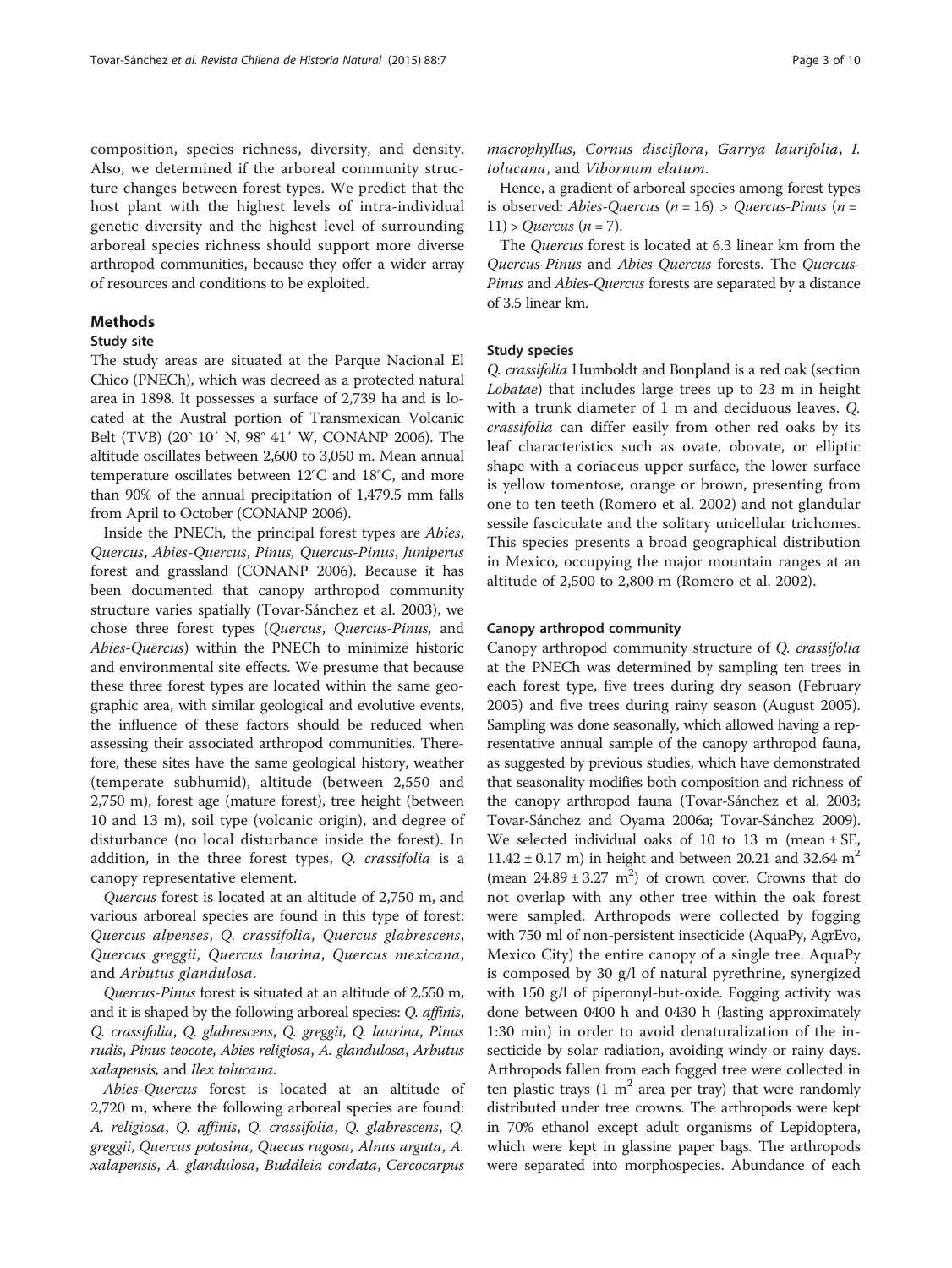composition, species richness, diversity, and density. Also, we determined if the arboreal community structure changes between forest types. We predict that the host plant with the highest levels of intra-individual genetic diversity and the highest level of surrounding arboreal species richness should support more diverse arthropod communities, because they offer a wider array of resources and conditions to be exploited.

## Methods

### Study site

The study areas are situated at the Parque Nacional El Chico (PNECh), which was decreed as a protected natural area in 1898. It possesses a surface of 2,739 ha and is located at the Austral portion of Transmexican Volcanic Belt (TVB) (20° 10′ N, 98° 41′ W, CONANP 2006). The altitude oscillates between 2,600 to 3,050 m. Mean annual temperature oscillates between 12°C and 18°C, and more than 90% of the annual precipitation of 1,479.5 mm falls from April to October (CONANP 2006).

Inside the PNECh, the principal forest types are *Abies*, *Quercus*, *Abies-Quercus*, *Pinus, Quercus-Pinus*, *Juniperus* forest and grassland (CONANP 2006). Because it has been documented that canopy arthropod community structure varies spatially (Tovar-Sánchez et al. 2003), we chose three forest types (*Quercus*, *Quercus-Pinus,* and *Abies-Quercus*) within the PNECh to minimize historic and environmental site effects. We presume that because these three forest types are located within the same geographic area, with similar geological and evolutive events, the influence of these factors should be reduced when assessing their associated arthropod communities. Therefore, these sites have the same geological history, weather (temperate subhumid), altitude (between 2,550 and 2,750 m), forest age (mature forest), tree height (between 10 and 13 m), soil type (volcanic origin), and degree of disturbance (no local disturbance inside the forest). In addition, in the three forest types, *Q. crassifolia* is a canopy representative element.

*Quercus* forest is located at an altitude of 2,750 m, and various arboreal species are found in this type of forest: *Quercus alpenses*, *Q. crassifolia*, *Quercus glabrescens*, *Quercus greggii*, *Quercus laurina*, *Quercus mexicana*, and *Arbutus glandulosa*.

*Quercus-Pinus* forest is situated at an altitude of 2,550 m, and it is shaped by the following arboreal species: *Q. affinis*, *Q. crassifolia*, *Q. glabrescens*, *Q. greggii*, *Q. laurina*, *Pinus rudis*, *Pinus teocote*, *Abies religiosa*, *A. glandulosa*, *Arbutus xalapensis,* and *Ilex tolucana*.

*Abies-Quercus* forest is located at an altitude of 2,720 m, where the following arboreal species are found: *A. religiosa*, *Q. affinis*, *Q. crassifolia*, *Q. glabrescens*, *Q. greggii*, *Quercus potosina*, *Quecus rugosa*, *Alnus arguta*, *A. xalapensis*, *A. glandulosa*, *Buddleia cordata*, *Cercocarpus macrophyllus*, *Cornus disciflora*, *Garrya laurifolia*, *I. tolucana*, and *Vibornum elatum*.

Hence, a gradient of arboreal species among forest types is observed: *Abies-Quercus* ($n = 16$) > *Quercus-Pinus* ($n = 11$) > *Quercus* ($n = 7$).

The *Quercus* forest is located at 6.3 linear km from the *Quercus-Pinus* and *Abies-Quercus* forests. The *Quercus-Pinus* and *Abies-Quercus* forests are separated by a distance of 3.5 linear km.

### Study species

*Q. crassifolia* Humboldt and Bonpland is a red oak (section *Lobatae*) that includes large trees up to 23 m in height with a trunk diameter of 1 m and deciduous leaves. *Q. crassifolia* can differ easily from other red oaks by its leaf characteristics such as ovate, obovate, or elliptic shape with a coriaceus upper surface, the lower surface is yellow tomentose, orange or brown, presenting from one to ten teeth (Romero et al. 2002) and not glandular sessile fasciculate and the solitary unicellular trichomes. This species presents a broad geographical distribution in Mexico, occupying the major mountain ranges at an altitude of 2,500 to 2,800 m (Romero et al. 2002).

### Canopy arthropod community

Canopy arthropod community structure of *Q. crassifolia* at the PNECh was determined by sampling ten trees in each forest type, five trees during dry season (February 2005) and five trees during rainy season (August 2005). Sampling was done seasonally, which allowed having a representative annual sample of the canopy arthropod fauna, as suggested by previous studies, which have demonstrated that seasonality modifies both composition and richness of the canopy arthropod fauna (Tovar-Sánchez et al. 2003; Tovar-Sánchez and Oyama 2006a; Tovar-Sánchez 2009). We selected individual oaks of 10 to 13 m (mean ± SE, $11.42 \pm 0.17$ m) in height and between 20.21 and 32.64 $m^2$ (mean $24.89 \pm 3.27$ $m^2$) of crown cover. Crowns that do not overlap with any other tree within the oak forest were sampled. Arthropods were collected by fogging with 750 ml of non-persistent insecticide (AquaPy, AgrEvo, Mexico City) the entire canopy of a single tree. AquaPy is composed by 30 g/l of natural pyrethrine, synergized with 150 g/l of piperonyl-but-oxide. Fogging activity was done between 0400 h and 0430 h (lasting approximately 1:30 min) in order to avoid denaturalization of the insecticide by solar radiation, avoiding windy or rainy days. Arthropods fallen from each fogged tree were collected in ten plastic trays (1 $m^2$ area per tray) that were randomly distributed under tree crowns. The arthropods were kept in 70% ethanol except adult organisms of Lepidoptera, which were kept in glassine paper bags. The arthropods were separated into morphospecies. Abundance of each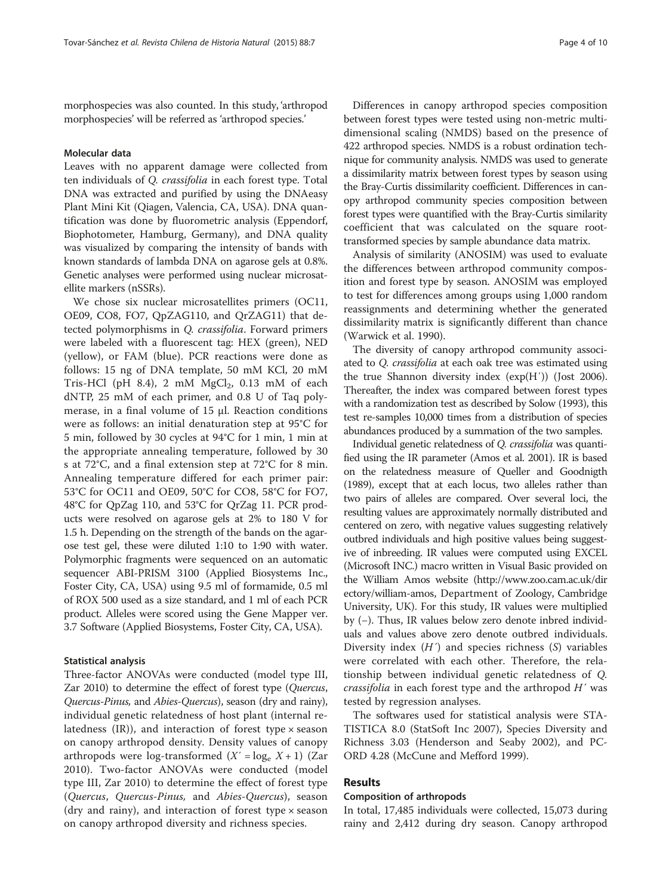morphospecies was also counted. In this study, 'arthropod morphospecies' will be referred as 'arthropod species.'

### Molecular data

Leaves with no apparent damage were collected from ten individuals of *Q. crassifolia* in each forest type. Total DNA was extracted and purified by using the DNAeasy Plant Mini Kit (Qiagen, Valencia, CA, USA). DNA quantification was done by fluorometric analysis (Eppendorf, Biophotometer, Hamburg, Germany), and DNA quality was visualized by comparing the intensity of bands with known standards of lambda DNA on agarose gels at 0.8%. Genetic analyses were performed using nuclear microsatellite markers (nSSRs).

We chose six nuclear microsatellites primers (OC11, OE09, CO8, FO7, QpZAG110, and QrZAG11) that detected polymorphisms in *Q. crassifolia*. Forward primers were labeled with a fluorescent tag: HEX (green), NED (yellow), or FAM (blue). PCR reactions were done as follows: 15 ng of DNA template, 50 mM KCl, 20 mM Tris-HCl (pH 8.4), 2 mM $MgCl_2$, 0.13 mM of each dNTP, 25 mM of each primer, and 0.8 U of Taq polymerase, in a final volume of 15 μl. Reaction conditions were as follows: an initial denaturation step at 95°C for 5 min, followed by 30 cycles at 94°C for 1 min, 1 min at the appropriate annealing temperature, followed by 30 s at 72°C, and a final extension step at 72°C for 8 min. Annealing temperature differed for each primer pair: 53°C for OC11 and OE09, 50°C for CO8, 58°C for FO7, 48°C for QpZag 110, and 53°C for QrZag 11. PCR products were resolved on agarose gels at 2% to 180 V for 1.5 h. Depending on the strength of the bands on the agarose test gel, these were diluted 1:10 to 1:90 with water. Polymorphic fragments were sequenced on an automatic sequencer ABI-PRISM 3100 (Applied Biosystems Inc., Foster City, CA, USA) using 9.5 ml of formamide, 0.5 ml of ROX 500 used as a size standard, and 1 ml of each PCR product. Alleles were scored using the Gene Mapper ver. 3.7 Software (Applied Biosystems, Foster City, CA, USA).

### Statistical analysis

Three-factor ANOVAs were conducted (model type III, Zar 2010) to determine the effect of forest type (*Quercus*, *Quercus-Pinus,* and *Abies-Quercus*), season (dry and rainy), individual genetic relatedness of host plant (internal relatedness (IR)), and interaction of forest type × season on canopy arthropod density. Density values of canopy arthropods were log-transformed ($X' = \log_e X + 1$) (Zar 2010). Two-factor ANOVAs were conducted (model type III, Zar 2010) to determine the effect of forest type (*Quercus*, *Quercus-Pinus,* and *Abies-Quercus*), season (dry and rainy), and interaction of forest type × season on canopy arthropod diversity and richness species.

Differences in canopy arthropod species composition between forest types were tested using non-metric multidimensional scaling (NMDS) based on the presence of 422 arthropod species. NMDS is a robust ordination technique for community analysis. NMDS was used to generate a dissimilarity matrix between forest types by season using the Bray-Curtis dissimilarity coefficient. Differences in canopy arthropod community species composition between forest types were quantified with the Bray-Curtis similarity coefficient that was calculated on the square root-transformed species by sample abundance data matrix.

Analysis of similarity (ANOSIM) was used to evaluate the differences between arthropod community composition and forest type by season. ANOSIM was employed to test for differences among groups using 1,000 random reassignments and determining whether the generated dissimilarity matrix is significantly different than chance (Warwick et al. 1990).

The diversity of canopy arthropod community associated to *Q. crassifolia* at each oak tree was estimated using the true Shannon diversity index ($\exp(H')$) (Jost 2006). Thereafter, the index was compared between forest types with a randomization test as described by Solow (1993), this test re-samples 10,000 times from a distribution of species abundances produced by a summation of the two samples.

Individual genetic relatedness of *Q. crassifolia* was quantified using the IR parameter (Amos et al. 2001). IR is based on the relatedness measure of Queller and Goodnigth (1989), except that at each locus, two alleles rather than two pairs of alleles are compared. Over several loci, the resulting values are approximately normally distributed and centered on zero, with negative values suggesting relatively outbred individuals and high positive values being suggestive of inbreeding. IR values were computed using EXCEL (Microsoft INC.) macro written in Visual Basic provided on the William Amos website (http://www.zoo.cam.ac.uk/directory/william-amos, Department of Zoology, Cambridge University, UK). For this study, IR values were multiplied by (−). Thus, IR values below zero denote inbred individuals and values above zero denote outbred individuals. Diversity index ($H'$) and species richness ($S$) variables were correlated with each other. Therefore, the relationship between individual genetic relatedness of *Q. crassifolia* in each forest type and the arthropod $H'$ was tested by regression analyses.

The softwares used for statistical analysis were STATISTICA 8.0 (StatSoft Inc 2007), Species Diversity and Richness 3.03 (Henderson and Seaby 2002), and PC-ORD 4.28 (McCune and Mefford 1999).

## Results

### Composition of arthropods

In total, 17,485 individuals were collected, 15,073 during rainy and 2,412 during dry season. Canopy arthropod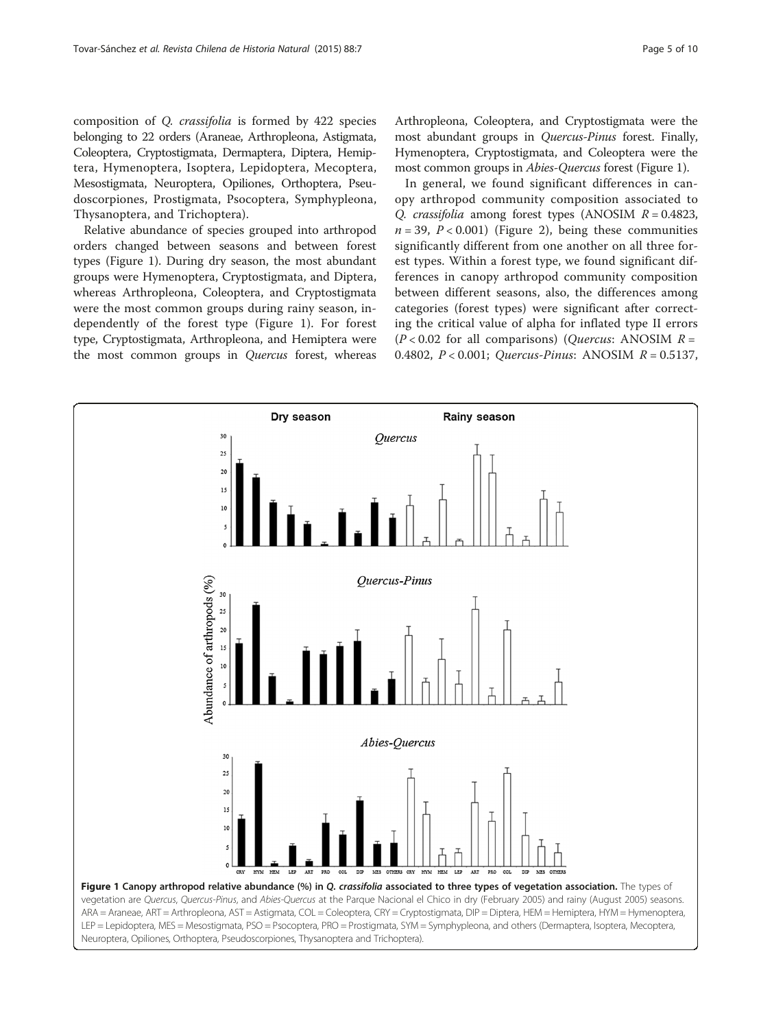composition of *Q. crassifolia* is formed by 422 species belonging to 22 orders (Araneae, Arthropleona, Astigmata, Coleoptera, Cryptostigmata, Dermaptera, Diptera, Hemiptera, Hymenoptera, Isoptera, Lepidoptera, Mecoptera, Mesostigmata, Neuroptera, Opiliones, Orthoptera, Pseudoscorpiones, Prostigmata, Psocoptera, Symphypleona, Thysanoptera, and Trichoptera).

Relative abundance of species grouped into arthropod orders changed between seasons and between forest types (Figure 1). During dry season, the most abundant groups were Hymenoptera, Cryptostigmata, and Diptera, whereas Arthropleona, Coleoptera, and Cryptostigmata were the most common groups during rainy season, independently of the forest type (Figure 1). For forest type, Cryptostigmata, Arthropleona, and Hemiptera were the most common groups in *Quercus* forest, whereas Arthropleona, Coleoptera, and Cryptostigmata were the most abundant groups in *Quercus-Pinus* forest. Finally, Hymenoptera, Cryptostigmata, and Coleoptera were the most common groups in *Abies-Quercus* forest (Figure 1).

In general, we found significant differences in canopy arthropod community composition associated to *Q. crassifolia* among forest types (ANOSIM $R = 0.4823$, $n = 39$, $P < 0.001$) (Figure 2), being these communities significantly different from one another on all three forest types. Within a forest type, we found significant differences in canopy arthropod community composition between different seasons, also, the differences among categories (forest types) were significant after correcting the critical value of alpha for inflated type II errors ($P < 0.02$ for all comparisons) (*Quercus*: ANOSIM $R = 0.4802$, $P < 0.001$; *Quercus-Pinus*: ANOSIM $R = 0.5137$,

**Figure 1 Canopy arthropod relative abundance (%) in *Q. crassifolia* associated to three types of vegetation association.** The types of vegetation are *Quercus*, *Quercus-Pinus*, and *Abies-Quercus* at the Parque Nacional el Chico in dry (February 2005) and rainy (August 2005) seasons. ARA = Araneae, ART = Arthropleona, AST = Astigmata, COL = Coleoptera, CRY = Cryptostigmata, DIP = Diptera, HEM = Hemiptera, HYM = Hymenoptera, LEP = Lepidoptera, MES = Mesostigmata, PSO = Psocoptera, PRO = Prostigmata, SYM = Symphypleona, and others (Dermaptera, Isoptera, Mecoptera, Neuroptera, Opiliones, Orthoptera, Pseudoscorpiones, Thysanoptera and Trichoptera).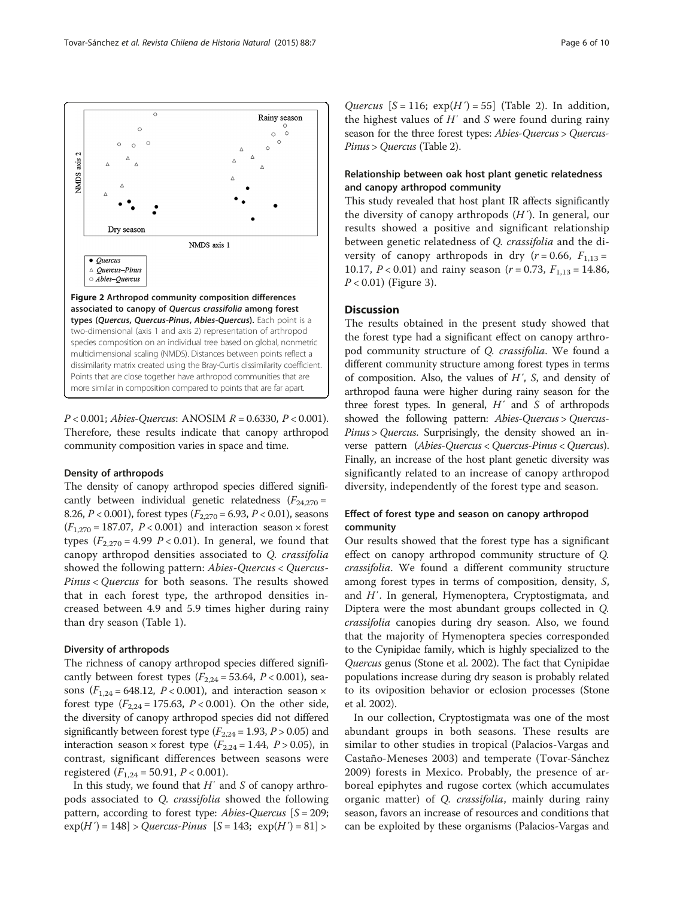Figure 2 Arthropod community composition differences associated to canopy of *Quercus crassifolia* among forest types (*Quercus*, *Quercus-Pinus*, *Abies-Quercus*). Each point is a two-dimensional (axis 1 and axis 2) representation of arthropod species composition on an individual tree based on global, nonmetric multidimensional scaling (NMDS). Distances between points reflect a dissimilarity matrix created using the Bray-Curtis dissimilarity coefficient. Points that are close together have arthropod communities that are more similar in composition compared to points that are far apart.

$P < 0.001$; *Abies-Quercus*: ANOSIM $R = 0.6330$, $P < 0.001$). Therefore, these results indicate that canopy arthropod community composition varies in space and time.

### Density of arthropods

The density of canopy arthropod species differed significantly between individual genetic relatedness ($F_{24,270} = 8.26$, $P < 0.001$), forest types ($F_{2,270} = 6.93$, $P < 0.01$), seasons ($F_{1,270} = 187.07$, $P < 0.001$) and interaction season × forest types ($F_{2,270} = 4.99$ $P < 0.01$). In general, we found that canopy arthropod densities associated to *Q. crassifolia* showed the following pattern: *Abies-Quercus* < *Quercus-Pinus* < *Quercus* for both seasons. The results showed that in each forest type, the arthropod densities increased between 4.9 and 5.9 times higher during rainy than dry season (Table 1).

### Diversity of arthropods

The richness of canopy arthropod species differed significantly between forest types ($F_{2,24} = 53.64$, $P < 0.001$), seasons ($F_{1,24} = 648.12$, $P < 0.001$), and interaction season × forest type ($F_{2,24} = 175.63$, $P < 0.001$). On the other side, the diversity of canopy arthropod species did not differed significantly between forest type ($F_{2,24} = 1.93$, $P > 0.05$) and interaction season × forest type ($F_{2,24} = 1.44$, $P > 0.05$), in contrast, significant differences between seasons were registered ($F_{1,24} = 50.91$, $P < 0.001$).

In this study, we found that $H'$ and $S$ of canopy arthropods associated to *Q. crassifolia* showed the following pattern, according to forest type: *Abies-Quercus* [$S = 209$; $\exp(H') = 148$] > *Quercus-Pinus* [$S = 143$; $\exp(H') = 81$] > *Quercus* [$S = 116$; $\exp(H') = 55$] (Table 2). In addition, the highest values of $H'$ and $S$ were found during rainy season for the three forest types: *Abies-Quercus* > *Quercus-Pinus* > *Quercus* (Table 2).

### Relationship between oak host plant genetic relatedness and canopy arthropod community

This study revealed that host plant IR affects significantly the diversity of canopy arthropods ($H'$). In general, our results showed a positive and significant relationship between genetic relatedness of *Q. crassifolia* and the diversity of canopy arthropods in dry ($r = 0.66$, $F_{1,13} = 10.17$, $P < 0.01$) and rainy season ($r = 0.73$, $F_{1,13} = 14.86$, $P < 0.01$) (Figure 3).

## Discussion

The results obtained in the present study showed that the forest type had a significant effect on canopy arthropod community structure of *Q. crassifolia*. We found a different community structure among forest types in terms of composition. Also, the values of $H'$, $S$, and density of arthropod fauna were higher during rainy season for the three forest types. In general, $H'$ and $S$ of arthropods showed the following pattern: *Abies-Quercus* > *Quercus-Pinus* > *Quercus*. Surprisingly, the density showed an inverse pattern (*Abies-Quercus* < *Quercus-Pinus* < *Quercus*). Finally, an increase of the host plant genetic diversity was significantly related to an increase of canopy arthropod diversity, independently of the forest type and season.

### Effect of forest type and season on canopy arthropod community

Our results showed that the forest type has a significant effect on canopy arthropod community structure of *Q. crassifolia*. We found a different community structure among forest types in terms of composition, density, $S$, and $H'$. In general, Hymenoptera, Cryptostigmata, and Diptera were the most abundant groups collected in *Q. crassifolia* canopies during dry season. Also, we found that the majority of Hymenoptera species corresponded to the Cynipidae family, which is highly specialized to the *Quercus* genus (Stone et al. 2002). The fact that Cynipidae populations increase during dry season is probably related to its oviposition behavior or eclosion processes (Stone et al. 2002).

In our collection, Cryptostigmata was one of the most abundant groups in both seasons. These results are similar to other studies in tropical (Palacios-Vargas and Castaño-Meneses 2003) and temperate (Tovar-Sánchez 2009) forests in Mexico. Probably, the presence of arboreal epiphytes and rugose cortex (which accumulates organic matter) of *Q. crassifolia*, mainly during rainy season, favors an increase of resources and conditions that can be exploited by these organisms (Palacios-Vargas and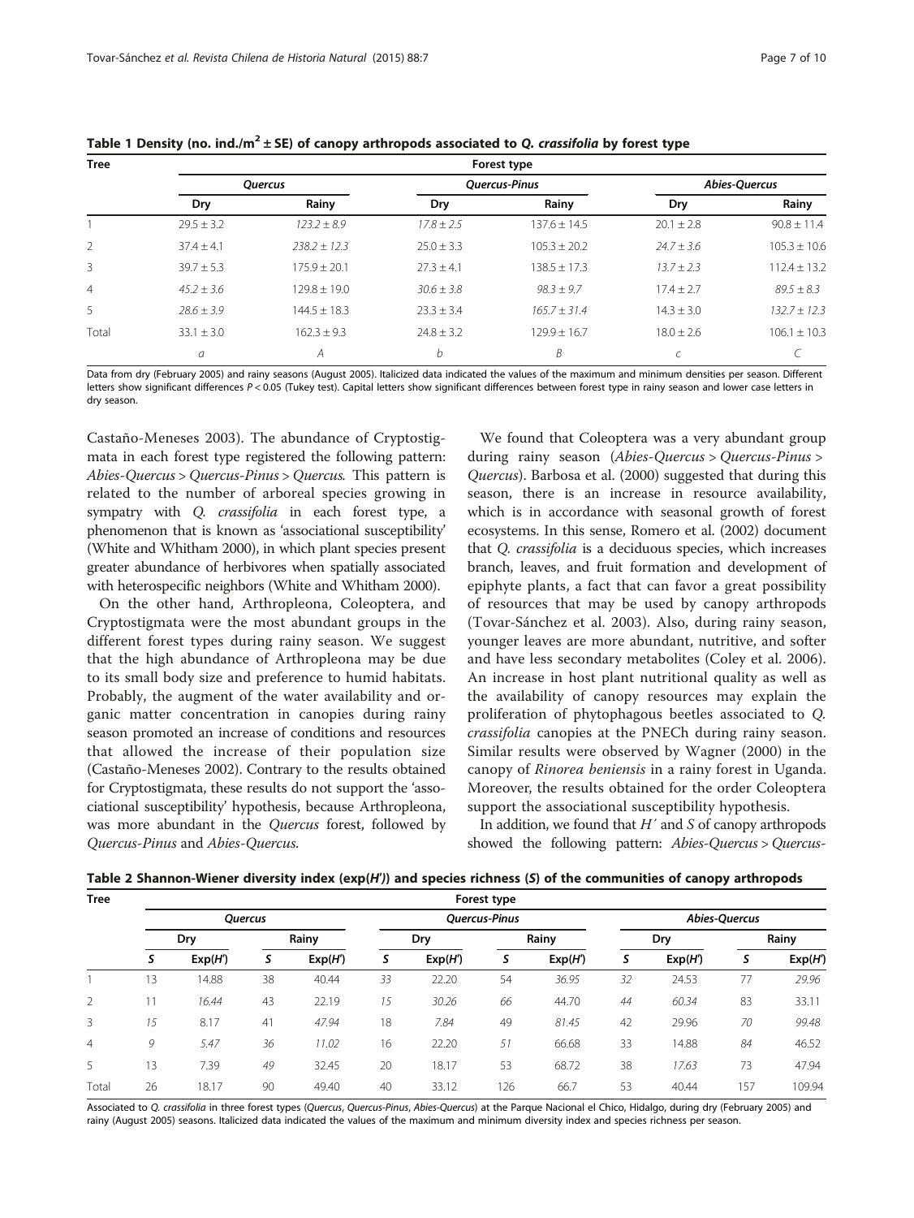**Table 1 Density (no. ind./m$^2$ ± SE) of canopy arthropods associated to *Q. crassifolia* by forest type**

| Tree | Forest type | | | | | |
|---|---|---|---|---|---|---|
| | *Quercus* | | *Quercus-Pinus* | | *Abies-Quercus* | |
| | Dry | Rainy | Dry | Rainy | Dry | Rainy |
| 1 | 29.5 ± 3.2 | *123.2 ± 8.9* | *17.8 ± 2.5* | 137.6 ± 14.5 | 20.1 ± 2.8 | 90.8 ± 11.4 |
| 2 | 37.4 ± 4.1 | *238.2 ± 12.3* | 25.0 ± 3.3 | 105.3 ± 20.2 | *24.7 ± 3.6* | 105.3 ± 10.6 |
| 3 | 39.7 ± 5.3 | 175.9 ± 20.1 | 27.3 ± 4.1 | 138.5 ± 17.3 | *13.7 ± 2.3* | 112.4 ± 13.2 |
| 4 | *45.2 ± 3.6* | 129.8 ± 19.0 | *30.6 ± 3.8* | *98.3 ± 9.7* | 17.4 ± 2.7 | *89.5 ± 8.3* |
| 5 | *28.6 ± 3.9* | 144.5 ± 18.3 | 23.3 ± 3.4 | *165.7 ± 31.4* | 14.3 ± 3.0 | *132.7 ± 12.3* |
| Total | 33.1 ± 3.0 | 162.3 ± 9.3 | 24.8 ± 3.2 | 129.9 ± 16.7 | 18.0 ± 2.6 | 106.1 ± 10.3 |
| | *a* | *A* | *b* | *B* | *c* | *C* |

Data from dry (February 2005) and rainy seasons (August 2005). Italicized data indicated the values of the maximum and minimum densities per season. Different letters show significant differences $P < 0.05$ (Tukey test). Capital letters show significant differences between forest type in rainy season and lower case letters in dry season.

Castaño-Meneses 2003). The abundance of Cryptostigmata in each forest type registered the following pattern: *Abies-Quercus* > *Quercus-Pinus* > *Quercus*. This pattern is related to the number of arboreal species growing in sympatry with *Q. crassifolia* in each forest type, a phenomenon that is known as 'associational susceptibility' (White and Whitham 2000), in which plant species present greater abundance of herbivores when spatially associated with heterospecific neighbors (White and Whitham 2000).

On the other hand, Arthropleona, Coleoptera, and Cryptostigmata were the most abundant groups in the different forest types during rainy season. We suggest that the high abundance of Arthropleona may be due to its small body size and preference to humid habitats. Probably, the augment of the water availability and organic matter concentration in canopies during rainy season promoted an increase of conditions and resources that allowed the increase of their population size (Castaño-Meneses 2002). Contrary to the results obtained for Cryptostigmata, these results do not support the 'associational susceptibility' hypothesis, because Arthropleona, was more abundant in the *Quercus* forest, followed by *Quercus-Pinus* and *Abies-Quercus*.

We found that Coleoptera was a very abundant group during rainy season (*Abies-Quercus* > *Quercus-Pinus* > *Quercus*). Barbosa et al. (2000) suggested that during this season, there is an increase in resource availability, which is in accordance with seasonal growth of forest ecosystems. In this sense, Romero et al. (2002) document that *Q. crassifolia* is a deciduous species, which increases branch, leaves, and fruit formation and development of epiphyte plants, a fact that can favor a great possibility of resources that may be used by canopy arthropods (Tovar-Sánchez et al. 2003). Also, during rainy season, younger leaves are more abundant, nutritive, and softer and have less secondary metabolites (Coley et al. 2006). An increase in host plant nutritional quality as well as the availability of canopy resources may explain the proliferation of phytophagous beetles associated to *Q. crassifolia* canopies at the PNECh during rainy season. Similar results were observed by Wagner (2000) in the canopy of *Rinorea beniensis* in a rainy forest in Uganda. Moreover, the results obtained for the order Coleoptera support the associational susceptibility hypothesis.

In addition, we found that $H'$ and $S$ of canopy arthropods showed the following pattern: *Abies-Quercus* > *Quercus-*

**Table 2 Shannon-Wiener diversity index (exp($H'$)) and species richness ($S$) of the communities of canopy arthropods**

| Tree | Forest type | | | | | | | | | | | |
|---|---|---|---|---|---|---|---|---|---|---|---|---|
| | *Quercus* | | | | *Quercus-Pinus* | | | | *Abies-Quercus* | | | |
| | Dry | | Rainy | | Dry | | Rainy | | Dry | | Rainy | |
| | *S* | Exp($H'$) | *S* | Exp($H'$) | *S* | Exp($H'$) | *S* | Exp($H'$) | *S* | Exp($H'$) | *S* | Exp($H'$) |
| 1 | 13 | 14.88 | 38 | 40.44 | *33* | 22.20 | 54 | *36.95* | 32 | 24.53 | 77 | *29.96* |
| 2 | 11 | *16.44* | 43 | 22.19 | *15* | *30.26* | *66* | 44.70 | *44* | *60.34* | 83 | 33.11 |
| 3 | *15* | 8.17 | 41 | *47.94* | 18 | *7.84* | 49 | *81.45* | 42 | 29.96 | *70* | *99.48* |
| 4 | *9* | *5.47* | *36* | *11.02* | 16 | 22.20 | *51* | 66.68 | 33 | 14.88 | *84* | 46.52 |
| 5 | 13 | 7.39 | *49* | 32.45 | 20 | 18.17 | 53 | 68.72 | 38 | *17.63* | 73 | 47.94 |
| Total | 26 | 18.17 | 90 | 49.40 | 40 | 33.12 | 126 | 66.7 | 53 | 40.44 | 157 | 109.94 |

Associated to *Q. crassifolia* in three forest types (*Quercus*, *Quercus-Pinus*, *Abies-Quercus*) at the Parque Nacional el Chico, Hidalgo, during dry (February 2005) and rainy (August 2005) seasons. Italicized data indicated the values of the maximum and minimum diversity index and species richness per season.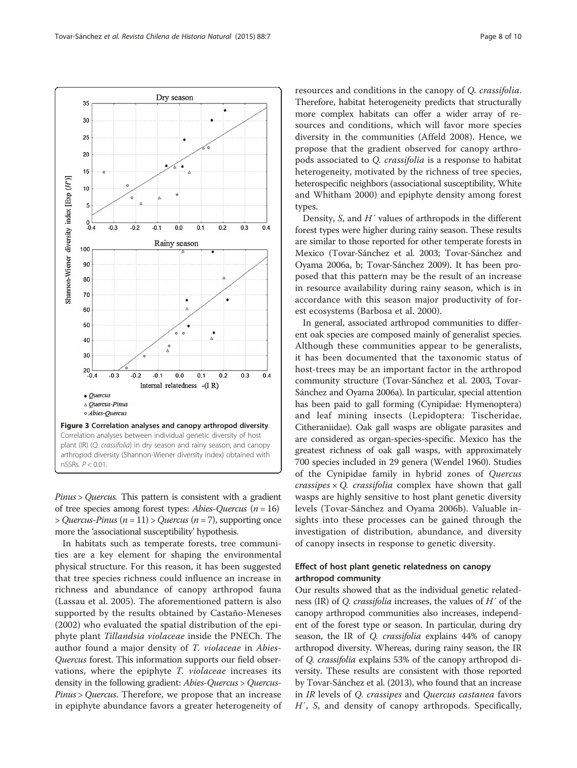**Figure 3 Correlation analyses and canopy arthropod diversity.** Correlation analyses between individual genetic diversity of host plant (IR) (*Q. crassifolia*) in dry season and rainy season, and canopy arthropod diversity (Shannon-Wiener diversity index) obtained with nSSRs. $P < 0.01$.

*Pinus* > *Quercus*. This pattern is consistent with a gradient of tree species among forest types: *Abies-Quercus* ($n = 16$) > *Quercus-Pinus* ($n = 11$) > *Quercus* ($n = 7$), supporting once more the 'associational susceptibility' hypothesis.

In habitats such as temperate forests, tree communities are a key element for shaping the environmental physical structure. For this reason, it has been suggested that tree species richness could influence an increase in richness and abundance of canopy arthropod fauna (Lassau et al. 2005). The aforementioned pattern is also supported by the results obtained by Castaño-Meneses (2002) who evaluated the spatial distribution of the epiphyte plant *Tillandsia violaceae* inside the PNECh. The author found a major density of *T. violaceae* in *Abies-Quercus* forest. This information supports our field observations, where the epiphyte *T. violaceae* increases its density in the following gradient: *Abies-Quercus* > *Quercus-Pinus* > *Quercus*. Therefore, we propose that an increase in epiphyte abundance favors a greater heterogeneity of resources and conditions in the canopy of *Q. crassifolia*. Therefore, habitat heterogeneity predicts that structurally more complex habitats can offer a wider array of resources and conditions, which will favor more species diversity in the communities (Affeld 2008). Hence, we propose that the gradient observed for canopy arthropods associated to *Q. crassifolia* is a response to habitat heterogeneity, motivated by the richness of tree species, heterospecific neighbors (associational susceptibility, White and Whitham 2000) and epiphyte density among forest types.

Density, *S*, and *H´* values of arthropods in the different forest types were higher during rainy season. These results are similar to those reported for other temperate forests in Mexico (Tovar-Sánchez et al. 2003; Tovar-Sánchez and Oyama 2006a, b; Tovar-Sánchez 2009). It has been proposed that this pattern may be the result of an increase in resource availability during rainy season, which is in accordance with this season major productivity of forest ecosystems (Barbosa et al. 2000).

In general, associated arthropod communities to different oak species are composed mainly of generalist species. Although these communities appear to be generalists, it has been documented that the taxonomic status of host-trees may be an important factor in the arthropod community structure (Tovar-Sánchez et al. 2003, Tovar-Sánchez and Oyama 2006a). In particular, special attention has been paid to gall forming (Cynipidae: Hymenoptera) and leaf mining insects (Lepidoptera: Tischeridae, Citheraniidae). Oak gall wasps are obligate parasites and are considered as organ-species-specific. Mexico has the greatest richness of oak gall wasps, with approximately 700 species included in 29 genera (Wendel 1960). Studies of the Cynipidae family in hybrid zones of *Quercus crassipes* × *Q. crassifolia* complex have shown that gall wasps are highly sensitive to host plant genetic diversity levels (Tovar-Sánchez and Oyama 2006b). Valuable insights into these processes can be gained through the investigation of distribution, abundance, and diversity of canopy insects in response to genetic diversity.

### Effect of host plant genetic relatedness on canopy arthropod community

Our results showed that as the individual genetic relatedness (IR) of *Q. crassifolia* increases, the values of *H´* of the canopy arthropod communities also increases, independent of the forest type or season. In particular, during dry season, the IR of *Q. crassifolia* explains 44% of canopy arthropod diversity. Whereas, during rainy season, the IR of *Q. crassifolia* explains 53% of the canopy arthropod diversity. These results are consistent with those reported by Tovar-Sánchez et al. (2013), who found that an increase in *IR* levels of *Q. crassipes* and *Quercus castanea* favors *H´*, *S*, and density of canopy arthropods. Specifically,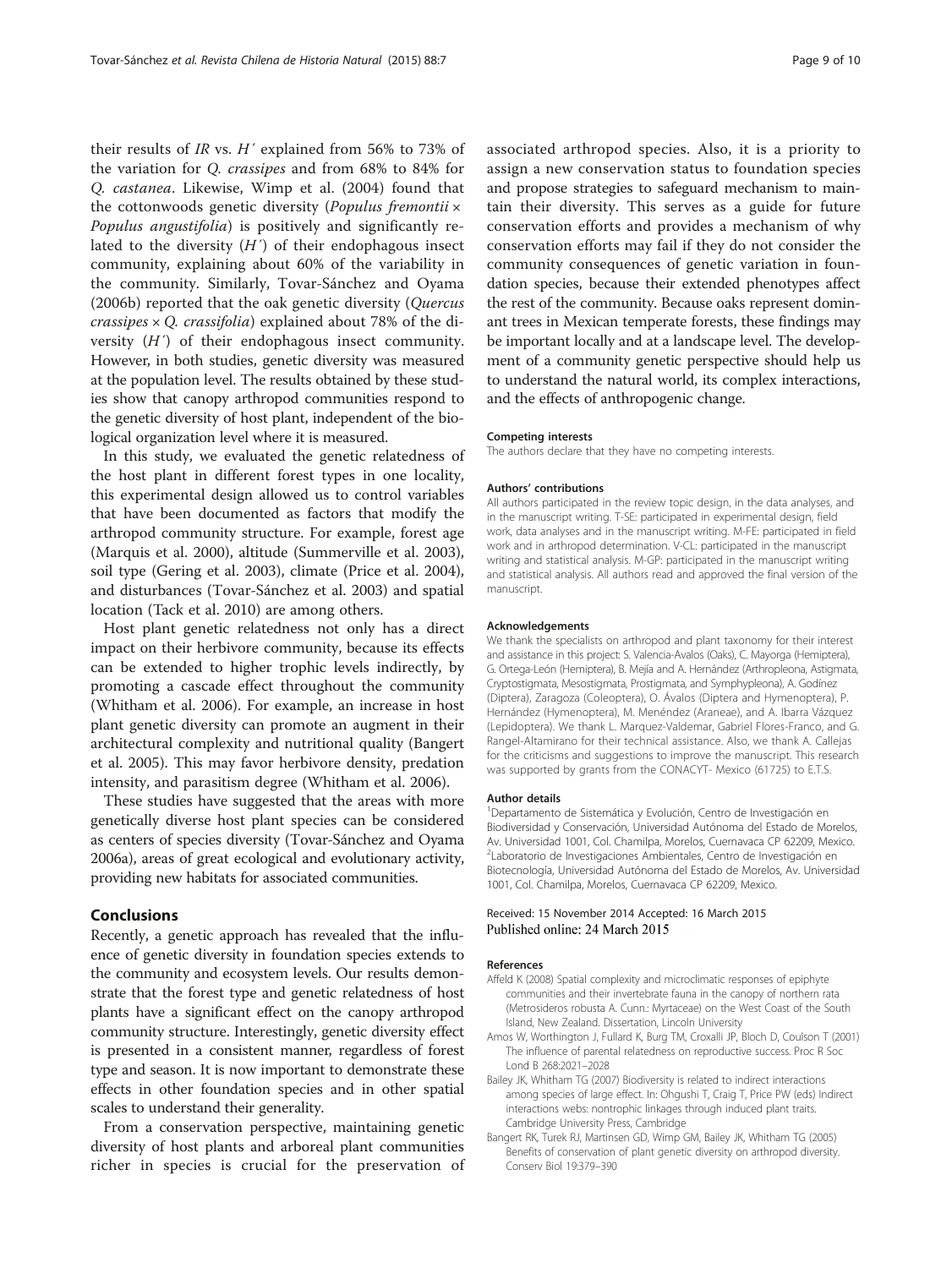their results of *IR* vs. *H´* explained from 56% to 73% of the variation for *Q. crassipes* and from 68% to 84% for *Q. castanea*. Likewise, Wimp et al. (2004) found that the cottonwoods genetic diversity (*Populus fremontii* × *Populus angustifolia*) is positively and significantly related to the diversity (*H´*) of their endophagous insect community, explaining about 60% of the variability in the community. Similarly, Tovar-Sánchez and Oyama (2006b) reported that the oak genetic diversity (*Quercus crassipes* × *Q. crassifolia*) explained about 78% of the diversity (*H´*) of their endophagous insect community. However, in both studies, genetic diversity was measured at the population level. The results obtained by these studies show that canopy arthropod communities respond to the genetic diversity of host plant, independent of the biological organization level where it is measured.

In this study, we evaluated the genetic relatedness of the host plant in different forest types in one locality, this experimental design allowed us to control variables that have been documented as factors that modify the arthropod community structure. For example, forest age (Marquis et al. 2000), altitude (Summerville et al. 2003), soil type (Gering et al. 2003), climate (Price et al. 2004), and disturbances (Tovar-Sánchez et al. 2003) and spatial location (Tack et al. 2010) are among others.

Host plant genetic relatedness not only has a direct impact on their herbivore community, because its effects can be extended to higher trophic levels indirectly, by promoting a cascade effect throughout the community (Whitham et al. 2006). For example, an increase in host plant genetic diversity can promote an augment in their architectural complexity and nutritional quality (Bangert et al. 2005). This may favor herbivore density, predation intensity, and parasitism degree (Whitham et al. 2006).

These studies have suggested that the areas with more genetically diverse host plant species can be considered as centers of species diversity (Tovar-Sánchez and Oyama 2006a), areas of great ecological and evolutionary activity, providing new habitats for associated communities.

## Conclusions

Recently, a genetic approach has revealed that the influence of genetic diversity in foundation species extends to the community and ecosystem levels. Our results demonstrate that the forest type and genetic relatedness of host plants have a significant effect on the canopy arthropod community structure. Interestingly, genetic diversity effect is presented in a consistent manner, regardless of forest type and season. It is now important to demonstrate these effects in other foundation species and in other spatial scales to understand their generality.

From a conservation perspective, maintaining genetic diversity of host plants and arboreal plant communities richer in species is crucial for the preservation of associated arthropod species. Also, it is a priority to assign a new conservation status to foundation species and propose strategies to safeguard mechanism to maintain their diversity. This serves as a guide for future conservation efforts and provides a mechanism of why conservation efforts may fail if they do not consider the community consequences of genetic variation in foundation species, because their extended phenotypes affect the rest of the community. Because oaks represent dominant trees in Mexican temperate forests, these findings may be important locally and at a landscape level. The development of a community genetic perspective should help us to understand the natural world, its complex interactions, and the effects of anthropogenic change.

#### Competing interests

The authors declare that they have no competing interests.

#### Authors' contributions

All authors participated in the review topic design, in the data analyses, and in the manuscript writing. T-SE: participated in experimental design, field work, data analyses and in the manuscript writing. M-FE: participated in field work and in arthropod determination. V-CL: participated in the manuscript writing and statistical analysis. M-GP: participated in the manuscript writing and statistical analysis. All authors read and approved the final version of the manuscript.

#### Acknowledgements

We thank the specialists on arthropod and plant taxonomy for their interest and assistance in this project: S. Valencia-Avalos (Oaks), C. Mayorga (Hemiptera), G. Ortega-León (Hemiptera), B. Mejía and A. Hernández (Arthropleona, Astigmata, Cryptostigmata, Mesostigmata, Prostigmata, and Symphypleona), A. Godínez (Diptera), Zaragoza (Coleoptera), O. Ávalos (Diptera and Hymenoptera), P. Hernández (Hymenoptera), M. Menéndez (Araneae), and A. Ibarra Vázquez (Lepidoptera). We thank L. Marquez-Valdemar, Gabriel Flores-Franco, and G. Rangel-Altamirano for their technical assistance. Also, we thank A. Callejas for the criticisms and suggestions to improve the manuscript. This research was supported by grants from the CONACYT- Mexico (61725) to E.T.S.

#### Author details

[1]Departamento de Sistemática y Evolución, Centro de Investigación en Biodiversidad y Conservación, Universidad Autónoma del Estado de Morelos, Av. Universidad 1001, Col. Chamilpa, Morelos, Cuernavaca CP 62209, Mexico. [2]Laboratorio de Investigaciones Ambientales, Centro de Investigación en Biotecnología, Universidad Autónoma del Estado de Morelos, Av. Universidad 1001, Col. Chamilpa, Morelos, Cuernavaca CP 62209, Mexico.

Received: 15 November 2014 Accepted: 16 March 2015
Published online: 24 March 2015

#### References

Affeld K (2008) Spatial complexity and microclimatic responses of epiphyte communities and their invertebrate fauna in the canopy of northern rata (Metrosideros robusta A. Cunn.: Myrtaceae) on the West Coast of the South Island, New Zealand. Dissertation, Lincoln University

Amos W, Worthington J, Fullard K, Burg TM, Croxalli JP, Bloch D, Coulson T (2001) The influence of parental relatedness on reproductive success. Proc R Soc Lond B 268:2021–2028

Bailey JK, Whitham TG (2007) Biodiversity is related to indirect interactions among species of large effect. In: Ohgushi T, Craig T, Price PW (eds) Indirect interactions webs: nontrophic linkages through induced plant traits. Cambridge University Press, Cambridge

Bangert RK, Turek RJ, Martinsen GD, Wimp GM, Bailey JK, Whitham TG (2005) Benefits of conservation of plant genetic diversity on arthropod diversity. Conserv Biol 19:379–390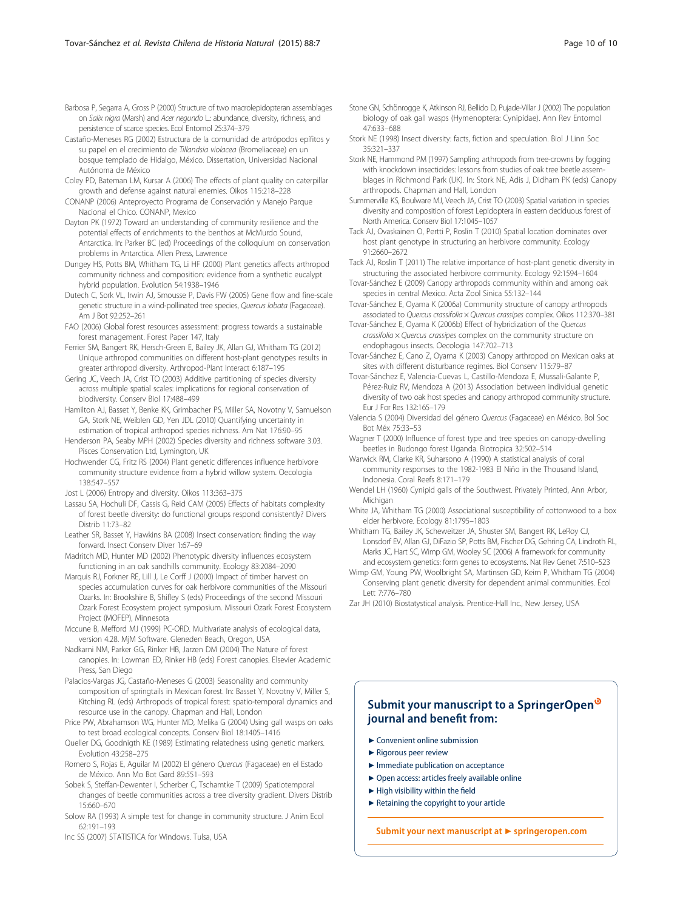Barbosa P, Segarra A, Gross P (2000) Structure of two macrolepidopteran assemblages on *Salix nigra* (Marsh) and *Acer negundo* L.: abundance, diversity, richness, and persistence of scarce species. Ecol Entomol 25:374–379

Castaño-Meneses RG (2002) Estructura de la comunidad de artrópodos epífitos y su papel en el crecimiento de *Tillandsia violacea* (Bromeliaceae) en un bosque templado de Hidalgo, México. Dissertation, Universidad Nacional Autónoma de México

Coley PD, Bateman LM, Kursar A (2006) The effects of plant quality on caterpillar growth and defense against natural enemies. Oikos 115:218–228

CONANP (2006) Anteproyecto Programa de Conservación y Manejo Parque Nacional el Chico. CONANP, Mexico

Dayton PK (1972) Toward an understanding of community resilience and the potential effects of enrichments to the benthos at McMurdo Sound, Antarctica. In: Parker BC (ed) Proceedings of the colloquium on conservation problems in Antarctica. Allen Press, Lawrence

Dungey HS, Potts BM, Whitham TG, Li HF (2000) Plant genetics affects arthropod community richness and composition: evidence from a synthetic eucalypt hybrid population. Evolution 54:1938–1946

Dutech C, Sork VL, Irwin AJ, Smousse P, Davis FW (2005) Gene flow and fine-scale genetic structure in a wind-pollinated tree species, *Quercus lobata* (Fagaceae). Am J Bot 92:252–261

FAO (2006) Global forest resources assessment: progress towards a sustainable forest management. Forest Paper 147, Italy

Ferrier SM, Bangert RK, Hersch-Green E, Bailey JK, Allan GJ, Whitham TG (2012) Unique arthropod communities on different host-plant genotypes results in greater arthropod diversity. Arthropod-Plant Interact 6:187–195

Gering JC, Veech JA, Crist TO (2003) Additive partitioning of species diversity across multiple spatial scales: implications for regional conservation of biodiversity. Conserv Biol 17:488–499

Hamilton AJ, Basset Y, Benke KK, Grimbacher PS, Miller SA, Novotny V, Samuelson GA, Stork NE, Weiblen GD, Yen JDL (2010) Quantifying uncertainty in estimation of tropical arthropod species richness. Am Nat 176:90–95

Henderson PA, Seaby MPH (2002) Species diversity and richness software 3.03. Pisces Conservation Ltd, Lymington, UK

Hochwender CG, Fritz RS (2004) Plant genetic differences influence herbivore community structure evidence from a hybrid willow system. Oecologia 138:547–557

Jost L (2006) Entropy and diversity. Oikos 113:363–375

Lassau SA, Hochuli DF, Cassis G, Reid CAM (2005) Effects of habitats complexity of forest beetle diversity: do functional groups respond consistently? Divers Distrib 11:73–82

Leather SR, Basset Y, Hawkins BA (2008) Insect conservation: finding the way forward. Insect Conserv Diver 1:67–69

Madritch MD, Hunter MD (2002) Phenotypic diversity influences ecosystem functioning in an oak sandhills community. Ecology 83:2084–2090

Marquis RJ, Forkner RE, Lill J, Le Corff J (2000) Impact of timber harvest on species accumulation curves for oak herbivore communities of the Missouri Ozarks. In: Brookshire B, Shifley S (eds) Proceedings of the second Missouri Ozark Forest Ecosystem project symposium. Missouri Ozark Forest Ecosystem Project (MOFEP), Minnesota

Mccune B, Mefford MJ (1999) PC-ORD. Multivariate analysis of ecological data, version 4.28. MjM Software. Gleneden Beach, Oregon, USA

Nadkarni NM, Parker GG, Rinker HB, Jarzen DM (2004) The Nature of forest canopies. In: Lowman ED, Rinker HB (eds) Forest canopies. Elsevier Academic Press, San Diego

Palacios-Vargas JG, Castaño-Meneses G (2003) Seasonality and community composition of springtails in Mexican forest. In: Basset Y, Novotny V, Miller S, Kitching RL (eds) Arthropods of tropical forest: spatio-temporal dynamics and resource use in the canopy. Chapman and Hall, London

Price PW, Abrahamson WG, Hunter MD, Melika G (2004) Using gall wasps on oaks to test broad ecological concepts. Conserv Biol 18:1405–1416

Queller DG, Goodnigth KE (1989) Estimating relatedness using genetic markers. Evolution 43:258–275

Romero S, Rojas E, Aguilar M (2002) El género *Quercus* (Fagaceae) en el Estado de México. Ann Mo Bot Gard 89:551–593

Sobek S, Steffan-Dewenter I, Scherber C, Tschamtke T (2009) Spatiotemporal changes of beetle communities across a tree diversity gradient. Divers Distrib 15:660–670

Solow RA (1993) A simple test for change in community structure. J Anim Ecol 62:191–193

Inc SS (2007) STATISTICA for Windows. Tulsa, USA

Stone GN, Schönrogge K, Atkinson RJ, Bellido D, Pujade-Villar J (2002) The population biology of oak gall wasps (Hymenoptera: Cynipidae). Ann Rev Entomol 47:633–688

Stork NE (1998) Insect diversity: facts, fiction and speculation. Biol J Linn Soc 35:321–337

Stork NE, Hammond PM (1997) Sampling arthropods from tree-crowns by fogging with knockdown insecticides: lessons from studies of oak tree beetle assemblages in Richmond Park (UK). In: Stork NE, Adis J, Didham PK (eds) Canopy arthropods. Chapman and Hall, London

Summerville KS, Boulware MJ, Veech JA, Crist TO (2003) Spatial variation in species diversity and composition of forest Lepidoptera in eastern deciduous forest of North America. Conserv Biol 17:1045–1057

Tack AJ, Ovaskainen O, Pertti P, Roslin T (2010) Spatial location dominates over host plant genotype in structuring an herbivore community. Ecology 91:2660–2672

Tack AJ, Roslin T (2011) The relative importance of host-plant genetic diversity in structuring the associated herbivore community. Ecology 92:1594–1604

Tovar-Sánchez E (2009) Canopy arthropods community within and among oak species in central Mexico. Acta Zool Sinica 55:132–144

Tovar-Sánchez E, Oyama K (2006a) Community structure of canopy arthropods associated to *Quercus crassifolia* × *Quercus crassipes* complex. Oikos 112:370–381

Tovar-Sánchez E, Oyama K (2006b) Effect of hybridization of the *Quercus crassifolia* × *Quercus crassipes* complex on the community structure on endophagous insects. Oecologia 147:702–713

Tovar-Sánchez E, Cano Z, Oyama K (2003) Canopy arthropod on Mexican oaks at sites with different disturbance regimes. Biol Conserv 115:79–87

Tovar-Sánchez E, Valencia-Cuevas L, Castillo-Mendoza E, Mussali-Galante P, Pérez-Ruiz RV, Mendoza A (2013) Association between individual genetic diversity of two oak host species and canopy arthropod community structure. Eur J For Res 132:165–179

Valencia S (2004) Diversidad del género *Quercus* (Fagaceae) en México. Bol Soc Bot Méx 75:33–53

Wagner T (2000) Influence of forest type and tree species on canopy-dwelling beetles in Budongo forest Uganda. Biotropica 32:502–514

Warwick RM, Clarke KR, Suharsono A (1990) A statistical analysis of coral community responses to the 1982-1983 El Niño in the Thousand Island, Indonesia. Coral Reefs 8:171–179

Wendel LH (1960) Cynipid galls of the Southwest. Privately Printed, Ann Arbor, Michigan

White JA, Whitham TG (2000) Associational susceptibility of cottonwood to a box elder herbivore. Ecology 81:1795–1803

Whitham TG, Bailey JK, Scheweitzer JA, Shuster SM, Bangert RK, LeRoy CJ, Lonsdorf EV, Allan GJ, DiFazio SP, Potts BM, Fischer DG, Gehring CA, Lindroth RL, Marks JC, Hart SC, Wimp GM, Wooley SC (2006) A framework for community and ecosystem genetics: form genes to ecosystems. Nat Rev Genet 7:510–523

Wimp GM, Young PW, Woolbright SA, Martinsen GD, Keim P, Whitham TG (2004) Conserving plant genetic diversity for dependent animal communities. Ecol Lett 7:776–780

Zar JH (2010) Biostatystical analysis. Prentice-Hall Inc., New Jersey, USA

**Submit your manuscript to a SpringerOpen journal and benefit from:**

- ► Convenient online submission
- ► Rigorous peer review
- ► Immediate publication on acceptance
- ► Open access: articles freely available online
- ► High visibility within the field
- ► Retaining the copyright to your article

**Submit your next manuscript at ► springeropen.com**